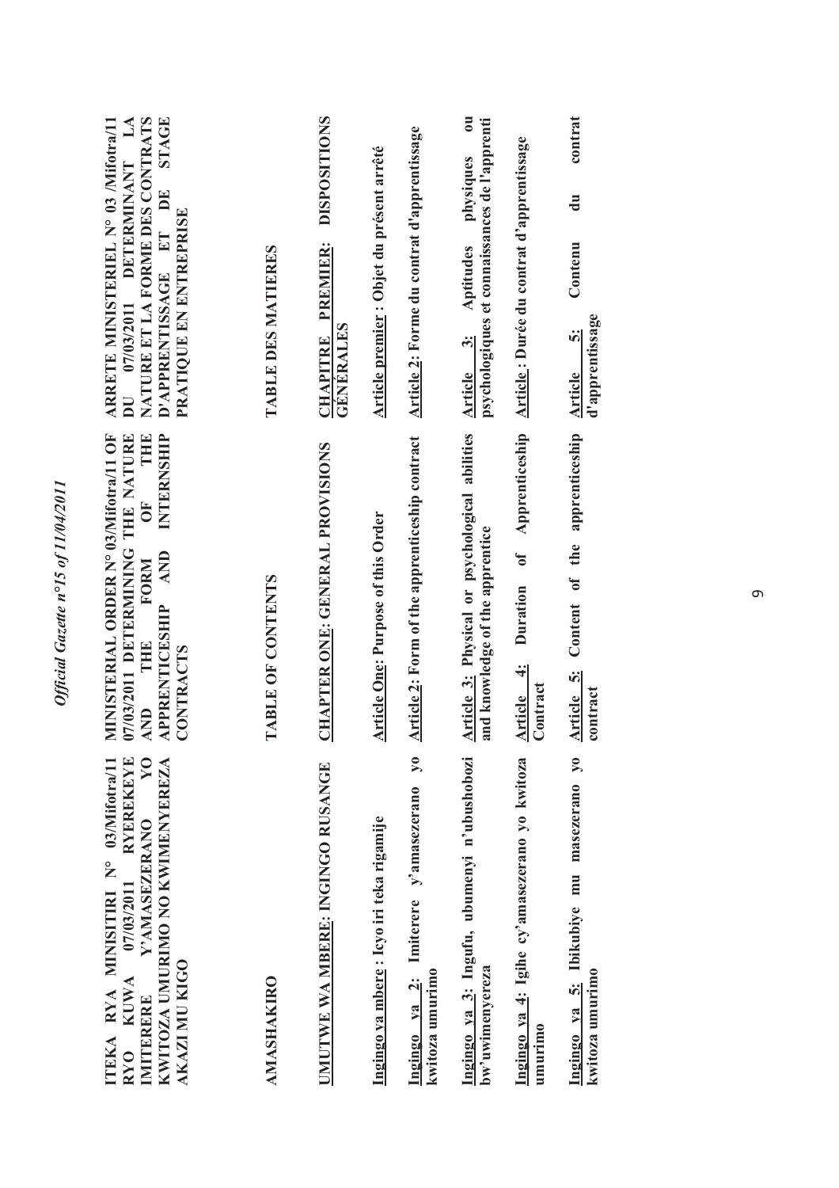**ITEKA RYA MINISITIRI N° 03/Mifotra/11 RYO KUWA 07/03/2011 RYEREKEYE IMITERERE Y'AMASEZERANO YO KWITOZA UMURIMO NO KWIMENYEREZA AKAZI MU KIGO**

**AMASHAKIRO**

**UMUTWE WA MBERE: INGINGO RUSANGE**

**Ingingo ya mbere : Icyo iri teka rigamije**

**Ingingo ya 2: Imiterere y'amasezerano yo kwitoza umurimo**

**Ingingo ya 3: Ingufu, ubumenyi n'ubushobozi bw'uwimenyereza**

**Ingingo ya 4: Igihe cy'amasezerano yo kwitoza umurimo**

**Ingingo ya 5: Ibikubiye mu masezerano yo kwitoza umurimo**

**MINISTERIAL ORDER N° 03/Mifotra/11 OF 07/03/2011 DETERMINING THE NATURE AND THE FORM OF THE APPRENTICESHIP AND INTERNSHIP CONTRACTS**

**TABLE OF CONTENTS**

**CHAPTER ONE: GENERAL PROVISIONS**

**Article One: Purpose of this Order**

**Article 2: Form of the apprenticeship contract**

**Article 3: Physical or psychological abilities and knowledge of the apprentice**

**Article 4: Duration of Apprenticeship Contract**

**Article 5: Content of the apprenticeship contract**

**ARRETE MINISTERIEL N° 03 /Mifotra/11 DU 07/03/2011 DETERMINANT LA NATURE ET LA FORME DES CONTRATS D'APPRENTISSAGE ET DE STAGE PRATIQUE EN ENTREPRISE**

**TABLE DES MATIERES**

**CHAPITRE PREMIER: DISPOSITIONS GENERALES**

**Article premier : Objet du présent arrêté**

**Article 2: Forme du contrat d'apprentissage**

**Article 3: Aptitudes physiques ou psychologiques et connaissances de l'apprenti**

**Article : Durée du contrat d'apprentissage**

**Article 5: Contenu du contrat d'apprentissage**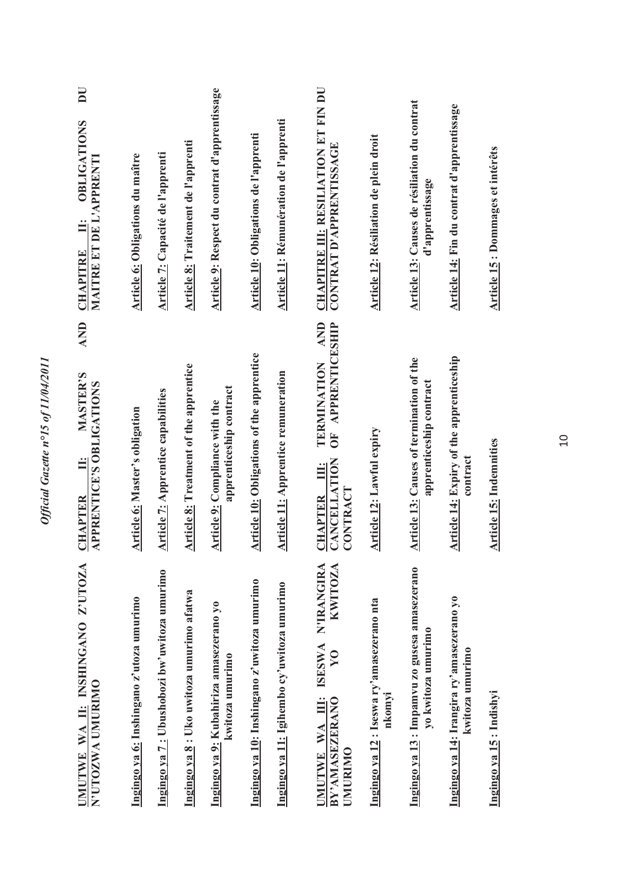**UMUTWE WA II: INSHINGANO Z'UTOZA N'UTOZWA UMURIMO**

**Ingingo ya 6: Inshingano z'utoza umurimo**

**Ingingo ya 7 : Ubushobozi bw'uwitoza umurimo**

**Ingingo ya 8 : Uko uwitoza umurimo afatwa**

**Ingingo ya 9: Kubahiriza amasezerano yo kwitoza umurimo**

**Ingingo ya 10: Inshingano z'uwitoza umurimo**

**Ingingo ya 11: Igihembo cy'uwitoza umurimo**

**UMUTWE WA III: ISESWA N'IRANGIRA BY'AMASEZERANO YO KWITOZA UMURIMO**

**Ingingo ya 12 : Iseswa ry'amasezerano nta nkomyi**

**Ingingo ya 13 : Impamvu zo gusesa amasezerano yo kwitoza umurimo**

**Ingingo ya 14: Irangira ry'amasezerano yo kwitoza umurimo**

**Ingingo ya 15 : Indishyi**

**CHAPTER II: MASTER'S AND APPRENTICE'S OBLIGATIONS**

**Article 6: Master's obligation**

**Article 7: Apprentice capabilities**

**Article 8: Treatment of the apprentice**

**Article 9: Compliance with the apprenticeship contract**

**Article 10: Obligations of the apprentice**

**Article 11: Apprentice remuneration**

**CHAPTER III: TERMINATION AND CANCELLATION OF APPRENTICESHIP CONTRACT**

**Article 12: Lawful expiry**

**Article 13: Causes of termination of the apprenticeship contract**

**Article 14: Expiry of the apprenticeship contract**

**Article 15: Indemnities**

**CHAPITRE II: OBLIGATIONS DU MAITRE ET DE L'APPRENTI**

**Article 6: Obligations du maître**

**Article 7: Capacité de l'apprenti**

**Article 8: Traitement de l'apprenti**

**Article 9: Respect du contrat d'apprentissage**

**Article 10: Obligations de l'apprenti**

**Article 11: Rémunération de l'apprenti**

**CHAPITRE III: RESILIATION ET FIN DU CONTRAT D'APPRENTISSAGE**

**Article 12: Résiliation de plein droit**

**Article 13: Causes de résiliation du contrat d'apprentissage**

**Article 14: Fin du contrat d'apprentissage**

**Article 15 : Dommages et intérêts**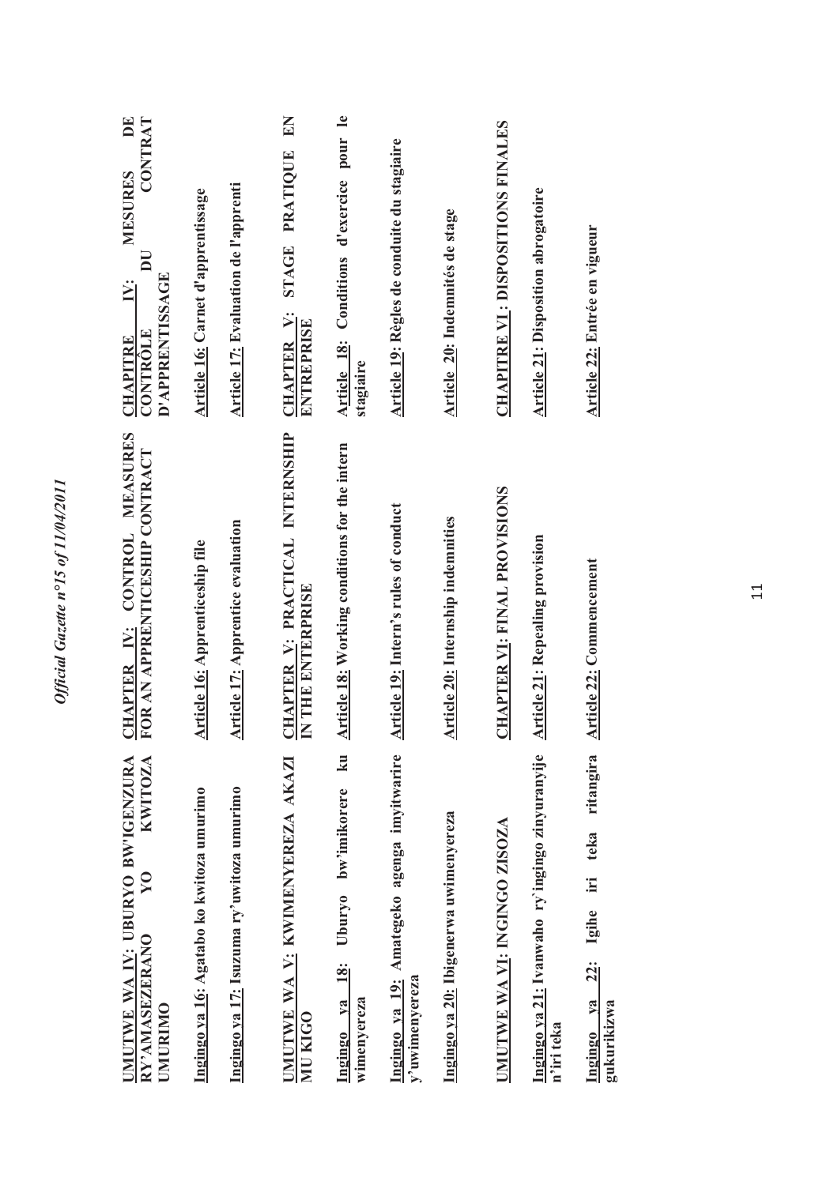**UMUTWE WA IV: UBURYO BW'IGENZURA RY'AMASEZERANO YO KWITOZA UMURIMO**

Ingingo ya 16: Agatabo ko kwitoza umurimo

Ingingo ya 17: Isuzuma ry'uwitoza umurimo

**UMUTWE WA V: KWIMENYEREZA AKAZI MU KIGO**

Ingingo ya 18: Uburyo bw'imikorere ku wimenyereza

Ingingo ya 19: Amategeko agenga imyitwarire y'uwimenyereza

Ingingo ya 20: Ibigenerwa uwimenyereza

**UMUTWE WA VI: INGINGO ZISOZA**

Ingingo ya 21: Ivanwaho ry'ingingo zinyuranyije n'iri teka

Ingingo ya 22: Igihe iri teka ritangira gukurikizwa

**CHAPTER IV: CONTROL MEASURES FOR AN APPRENTICESHIP CONTRACT**

Article 16: Apprenticeship file

Article 17: Apprentice evaluation

**CHAPTER V: PRACTICAL INTERNSHIP IN THE ENTERPRISE**

Article 18: Working conditions for the intern

Article 19: Intern's rules of conduct

Article 20: Internship indemnities

**CHAPTER VI: FINAL PROVISIONS**

Article 21: Repealing provision

Article 22: Commencement

**CHAPITRE IV: MESURES DE CONTRÔLE DU CONTRAT D'APPRENTISSAGE**

Article 16: Carnet d'apprentissage

Article 17: Evaluation de l'apprenti

**CHAPTER V: STAGE PRATIQUE EN ENTREPRISE**

Article 18: Conditions d'exercice pour le stagiaire

Article 19: Règles de conduite du stagiaire

Article 20: Indemnités de stage

**CHAPITRE VI : DISPOSITIONS FINALES**

Article 21: Disposition abrogatoire

Article 22: Entrée en vigueur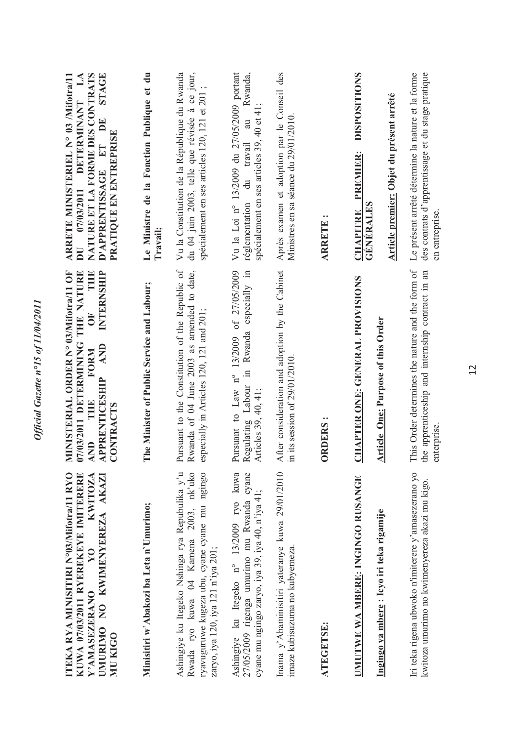**ITEKA RYA MINISITIRI N°03/Mifotra/11 RYO KUWA 07/03/2011 RYEREKEYE IMITERERE Y'AMASEZERANO YO KWITOZA UMURIMO NO KWIMENYEREZA AKAZI MU KIGO**

**Minisitiri w'Abakozi ba Leta n'Umurimo;**

Ashingiye ku Itegeko Nshinga rya Repubulika y'u Rwada ryo kuwa 04 Kamena 2003, nk'uko ryavuguruwe kugeza ubu, cyane cyane mu ngingo zaryo, iya 120, iya 121 n'iya 201;

Ashingiye ku Itegeko n° 13/2009 ryo kuwa 27/05/2009 rigenga umurimo mu Rwanda cyane cyane mu ngingo zaryo, iya 39, iya 40, n'iya 41;

Inama y'Abaminisitiri yateranye kuwa 29/01/2010 imaze kubisuzuma no kubyemeza.

**ATEGETSE:**

**UMUTWE WA MBERE: INGINGO RUSANGE**

**Ingingo ya mbere : Icyo iri teka rigamije**

Iri teka rigena ubwoko n'imiterere y'amasezerano yo kwitoza umurimo no kwimenyereza akazi mu kigo.

**MINISTERIAL ORDER N° 03/Mifotra/11 OF 07/03/2011 DETERMINING THE NATURE AND THE FORM OF THE APPRENTICESHIP AND INTERNSHIP CONTRACTS**

**The Minister of Public Service and Labour;**

Pursuant to the Constitution of the Republic of Rwanda of 04 June 2003 as amended to date, especially in Articles 120, 121 and 201;

Pursuant to Law n° 13/2009 of 27/05/2009 Regulating Labour in Rwanda especially in Articles 39, 40, 41;

After consideration and adoption by the Cabinet in its session of 29/01/2010.

**ORDERS :**

**CHAPTER ONE: GENERAL PROVISIONS**

**Article One: Purpose of this Order**

This Order determines the nature and the form of the apprenticeship and internship contract in an enterprise.

**ARRETE MINISTERIEL N° 03 /Mifotra/11 DU 07/03/2011 DETERMINANT LA NATURE ET LA FORME DES CONTRATS D'APPRENTISSAGE ET DE STAGE PRATIQUE EN ENTREPRISE**

**Le Ministre de la Fonction Publique et du Travail;**

Vu la Constitution de la République du Rwanda du 04 juin 2003, telle que révisée à ce jour, spécialement en ses articles 120, 121 et 201 ;

Vu la Loi n° 13/2009 du 27/05/2009 portant réglementation du travail au Rwanda, spécialement en ses articles 39, 40 et 41;

Après examen et adoption par le Conseil des Ministres en sa séance du 29/01/2010.

**ARRETE :**

**CHAPITRE PREMIER: DISPOSITIONS GÉNÉRALES**

**Article premier: Objet du présent arrêté**

Le présent arrêté détermine la nature et la forme des contrats d'apprentissage et du stage pratique en entreprise.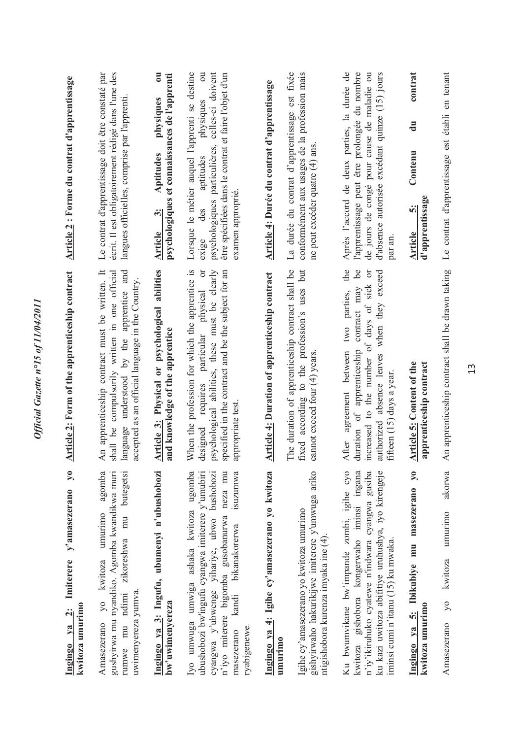**Ingingo ya 2: Imiterere y'amasezerano yo kwitoza umurimo**

Amasezerano yo kwitoza umurimo agomba gushyirwa mu nyandiko. Agomba kwandikwa muri rumwe mu ndimi zikoreshwa mu butegetsi uwimenyereza yumva.

**Ingingo ya 3: Ingufu, ubumenyi n'ubushobozi bw'uwimenyereza**

Iyo umwuga ashaka kwitoza ugomba ubushobozi bw'ingufu cyangwa imiterere y'umubiri cyangwa y'ubwenge yihariye, ubwo bushobozi n'iyo miterere bigomba gusobanurwa neza mu masezerano kandi bikanakorerwa isuzumwa ryabigenewe.

**Ingingo ya 4: Igihe cy'amasezerano yo kwitoza umurimo**

Igihe cy'amasezerano yo kwitoza umurimo gishyirwaho hakurikijwe imiterere y'umwuga ariko ntigishobora kurenza imyaka ine (4).

Ku bwumvikane bw'impande zombi, igihe cyo kwitoza gishobora kongerwaho iminsi ingana n'iy'ikiruhuko cyatewe n'indwara cyangwa gusiba ku kazi uwitoza abiftiye uruhushya, iyo kirengeje iminsi cumi n'itanu (15) ku mwaka.

**Ingingo ya 5: Ibikubiye mu masezerano yo kwitoza umurimo**

Amasezerano yo kwitoza umurimo akorwa

**Article 2: Form of the apprenticeship contract**

An apprenticeship contract must be written. It shall be compulsorily written in one official language understood by the apprentice and accepted as an official language in the Country.

**Article 3: Physical or psychological abilities and knowledge of the apprentice**

When the profession for which the apprentice is designed requires particular physical or psychological abilities, these must be clearly specified in the contract and be the subject for an appropriate test.

**Article 4: Duration of apprenticeship contract**

The duration of apprenticeship contract shall be fixed according to the profession's uses but cannot exceed four (4) years.

After agreement between two parties, the duration of apprenticeship contract may be increased to the number of days of sick or authorized absence leaves when they exceed fifteen (15) days a year.

**Article 5: Content of the apprenticeship contract**

An apprenticeship contract shall be drawn taking

**Article 2 : Forme du contrat d'apprentissage**

Le contrat d'apprentissage doit être constaté par écrit. Il est obligatoirement rédigé dans l'une des langues officielles, comprise par l'apprenti.

**Article 3: Aptitudes physiques ou psychologiques et connaissances de l'apprenti**

Lorsque le métier auquel l'apprenti se destine exige des aptitudes physiques ou psychologiques particulières, celles-ci doivent être spécifiées dans le contrat et faire l'objet d'un examen approprié.

**Article 4: Durée du contrat d'apprentissage**

La durée du contrat d'apprentissage est fixée conformément aux usages de la profession mais ne peut excéder quatre (4) ans.

Après l'accord de deux parties, la durée de l'apprentissage peut être prolongée du nombre de jours de congé pour cause de maladie ou d'absence autorisée excédant quinze (15) jours par an.

**Article 5: Contenu du contrat d'apprentissage**

Le contrat d'apprentissage est établi en tenant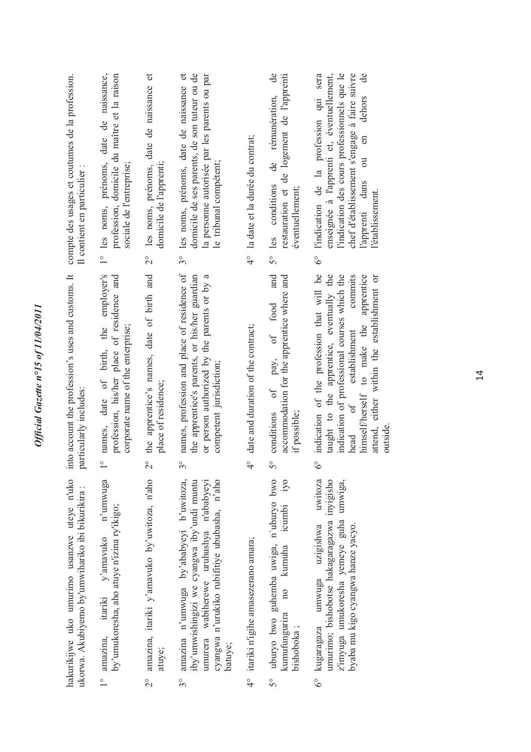hakurikijwe uko umurimo usanzwe uteye n'uko ukorwa. Akubiyemo by'umwihariko ibi bikurikira :

1° amazina, itariki y'amavuko n'umwuga by'umukoresha, aho atuye n'izina ry'ikigo;

2° amazina, itariki y'amavuko by'uwitoza, n'aho atuye;

3° amazina n'umwuga by'ababyeyi b'uwitoza, iby'umwishingizi we cyangwa iby'undi muntu umurera wabiherewe uruhushya n'ababyeyi cyangwa n'urukiko rubifitiye ububasha, n'aho batuye;

4° itariki n'igihe amasezerano amara;

5° uburyo bwo guhemba uwiga, n'uburyo bwo kumufungurira no kumuha icumbi iyo bishoboka ;

6° kugaragaza umwuga uzigishwa uwitoza umurimo; bishobotse hakagaragazwa inyigisho z'imyuga umukoresha yemeye guha umwiga, byaba mu kigo cyangwa hanze yacyo.

into account the profession's uses and customs. It particularly includes:

1° names, date of birth, the employer's profession, his/her place of residence and corporate name of the enterprise;

2° the apprentice's names, date of birth and place of residence;

3° names, profession and place of residence of the apprentice's parents, or his/her guardian or person authorized by the parents or by a competent jurisdiction;

4° date and duration of the contract;

5° conditions of pay, of food and accommodation for the apprentice where and if possible;

6° indication of the profession that will be taught to the apprentice, eventually the indication of professional courses which the head of establishment commits himself/herself to make the apprentice attend, either within the establishment or outside.

compte des usages et coutumes de la profession. Il contient en particulier :

1° les noms, prénoms, date de naissance, profession, domicile du maître et la raison sociale de l'entreprise;

2° les noms, prénoms, date de naissance et domicile de l'apprenti;

3° les noms, prénoms, date de naissance et domicile de ses parents, de son tuteur ou de la personne autorisée par les parents ou par le tribunal compétent;

4° la date et la durée du contrat;

5° les conditions de rémunération, de restauration et de logement de l'apprenti éventuellement;

6° l'indication de la profession qui sera enseignée à l'apprenti et, éventuellement, l'indication des cours professionnels que le chef d'établissement s'engage à faire suivre à l'apprenti dans ou en dehors de l'établissement.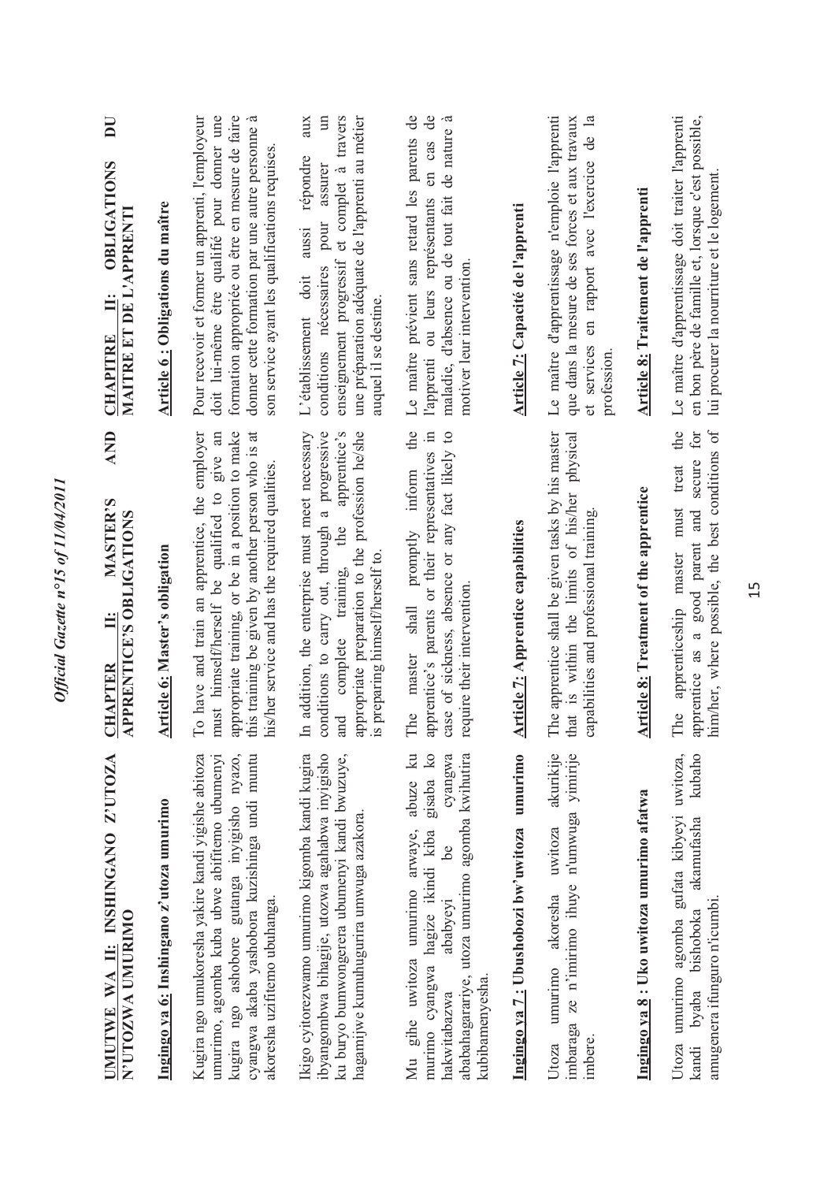## UMUTWE WA II: INSHINGANO Z'UTOZA N'UTOZWA UMURIMO

### Ingingo ya 6: Inshingano z'utoza umurimo

Kugira ngo umukoresha yakire kandi yigishe abitoza umurimo, agomba kuba ubwe abifitemo ubumenyi kugira ngo ashobore gutanga inyigisho nyazo, cyangwa akaba yashobora kuzishinga undi muntu akoresha uzifitemo ubuhanga.

Ikigo cyitorezwamo umurimo kigomba kandi kugira ibyangombwa bihagije, utozwa agahabwa inyigisho ku buryo bumwongerera ubumenyi kandi bwuzuye, hagamijwe kumuhugurira umwuga azakora.

Mu gihe uwitoza umurimo arwaye, abuze ku murimo cyangwa hagize ikindi kiba gisaba ko hakwitabazwa ababyeyi be cyangwa abahagarariye, utoza umurimo agomba kwihutira kubibamenyesha.

### Ingingo ya 7 : Ubushobozi bw'uwitoza umurimo

Utoza umurimo akoresha uwitoza akurikije imbaraga ze n'imirimo ihuye n'umwuga yimirije imbere.

### Ingingo ya 8 : Uko uwitoza umurimo afatwa

Utoza umurimo agomba gufata kibyeyi uwitoza, kandi byaba bishoboka akamufasha kubaho amugenera ifunguro n'icumbi.

## CHAPTER II: MASTER'S AND APPRENTICE'S OBLIGATIONS

### Article 6: Master's obligation

To have and train an apprentice, the employer must himself/herself be qualified to give an appropriate training, or be in a position to make this training be given by another person who is at his/her service and has the required qualities.

In addition, the enterprise must meet necessary conditions to carry out, through a progressive and complete training, the apprentice's appropriate preparation to the profession he/she is preparing himself/herself to.

The master shall promptly inform the apprentice's parents or their representatives in case of sickness, absence or any fact likely to require their intervention.

### Article 7: Apprentice capabilities

The apprentice shall be given tasks by his master that is within the limits of his/her physical capabilities and professional training.

### Article 8: Treatment of the apprentice

The apprenticeship master must treat the apprentice as a good parent and secure for him/her, where possible, the best conditions of

## CHAPITRE II: OBLIGATIONS DU MAITRE ET DE L'APPRENTI

### Article 6 : Obligations du maître

Pour recevoir et former un apprenti, l'employeur doit lui-même être qualifié pour donner une formation appropriée ou être en mesure de faire donner cette formation par une autre personne à son service ayant les qualifications requises.

L'établissement doit aussi répondre aux conditions nécessaires pour assurer un enseignement progressif et complet à travers une préparation adéquate de l'apprenti au métier auquel il se destine.

Le maître prévient sans retard les parents de l'apprenti ou leurs représentants en cas de maladie, d'absence ou de tout fait de nature à motiver leur intervention.

### Article 7: Capacité de l'apprenti

Le maître d'apprentissage n'emploie l'apprenti que dans la mesure de ses forces et aux travaux et services en rapport avec l'exercice de la profession.

### Article 8: Traitement de l'apprenti

Le maître d'apprentissage doit traiter l'apprenti en bon père de famille et, lorsque c'est possible, lui procurer la nourriture et le logement.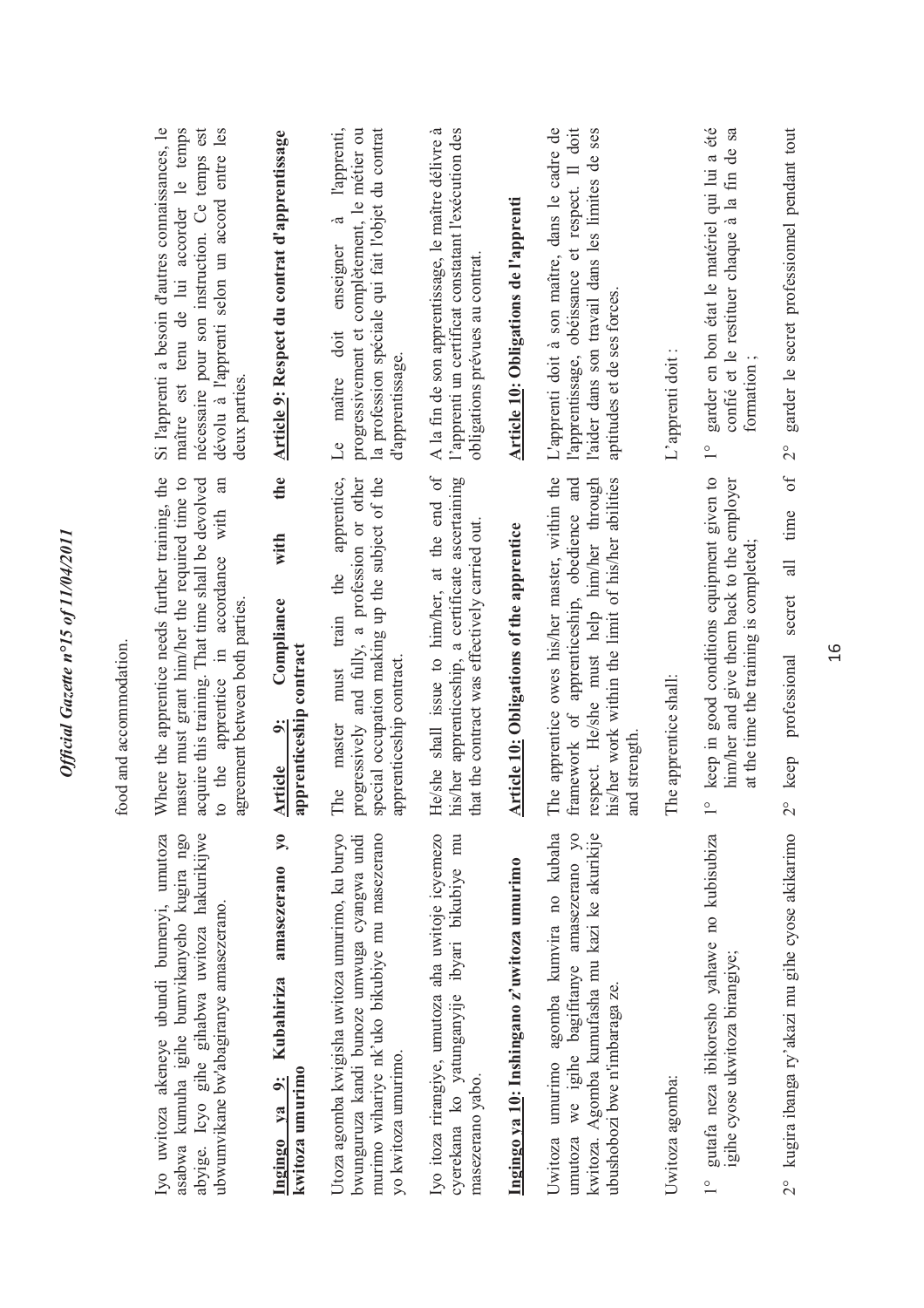Iyo uwitoza akeneye ubundi bumenyi, umutoza asabwa kumuha igihe bumvikanyeho kugira ngo abyige. Icyo gihe gihabwa uwitoza hakurikijwe ubwumvikane bw'abagiranye amasezerano.

**Ingingo ya 9: Kubahiriza amasezerano yo kwitoza umurimo**

Utoza agomba kwigisha uwitoza umurimo, ku buryo bwunguruza kandi bunoze umwuga cyangwa undi murimo wihariye nk'uko bikubiye mu masezerano yo kwitoza umurimo.

Iyo itoza rirangiye, umutoza aha uwitoje icyemezo cyerekana ko yatunganyije ibyari bikubiye mu masezerano yabo.

**Ingingo ya 10: Inshingano z'uwitoza umurimo**

Uwitoza umurimo agomba kumvira no kubaha umutoza we igihe bagifitanye amasezerano yo kwitoza. Agomba kumufasha mu kazi ke akurikije ubushobozi bwe n'imbaraga ze.

Uwitoza agomba:

1° gutafa neza ibikoresho yahawe no kubisubiza igihe cyose ukwitoza birangiye;

2° kugira ibanga ry'akazi mu gihe cyose akikarimo

food and accommodation.

Where the apprentice needs further training, the master must grant him/her the required time to acquire this training. That time shall be devolved to the apprentice in accordance with an agreement between both parties.

**Article 9: Compliance with the apprenticeship contract**

The master must train the apprentice, progressively and fully, a profession or other special occupation making up the subject of the apprenticeship contract.

He/she shall issue to him/her, at the end of his/her apprenticeship, a certificate ascertaining that the contract was effectively carried out.

**Article 10: Obligations of the apprentice**

The apprentice owes his/her master, within the framework of apprenticeship, obedience and respect. He/she must help him/her through his/her work within the limit of his/her abilities and strength.

The apprentice shall:

1° keep in good conditions equipment given to him/her and give them back to the employer at the time the training is completed;

2° keep professional secret all time of

Si l'apprenti a besoin d'autres connaissances, le maître est tenu de lui accorder le temps nécessaire pour son instruction. Ce temps est dévolu à l'apprenti selon un accord entre les deux parties.

**Article 9: Respect du contrat d'apprentissage**

Le maître doit enseigner à l'apprenti, progressivement et complètement, le métier ou la profession spéciale qui fait l'objet du contrat d'apprentissage.

A la fin de son apprentissage, le maître délivre à l'apprenti un certificat constatant l'exécution des obligations prévues au contrat.

**Article 10: Obligations de l'apprenti**

L'apprenti doit à son maître, dans le cadre de l'apprentissage, obéissance et respect. Il doit l'aider dans son travail dans les limites de ses aptitudes et de ses forces.

L'apprenti doit :

1° garder en bon état le matériel qui lui a été confié et le restituer chaque à la fin de sa formation ;

2° garder le secret professionnel pendant tout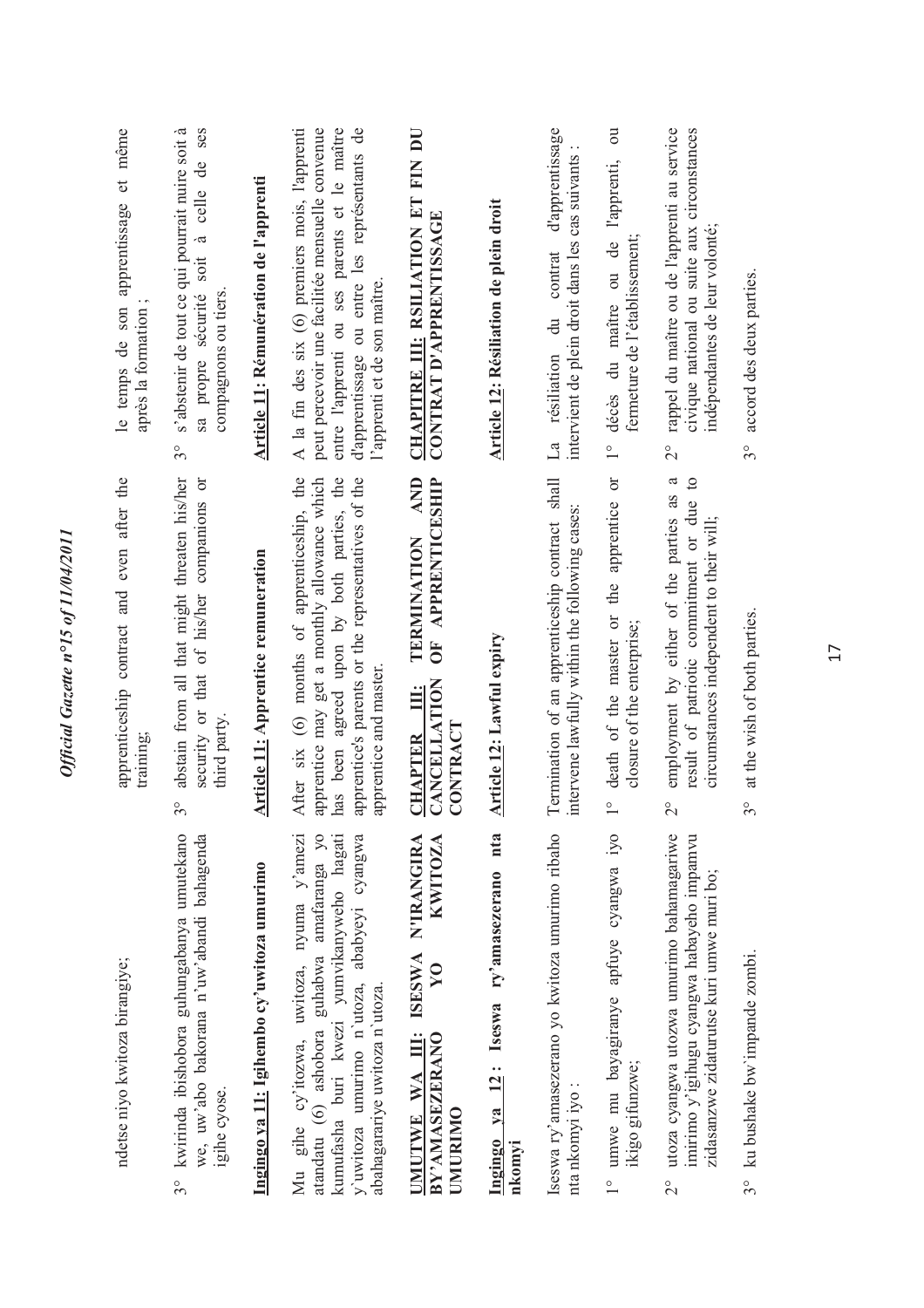ndetse niyo kwitoza birangiye;

3° kwirinda ibishobora guhungabanya umutekano we, uw'abo bakorana n'uw'abandi bahagenda igihe cyose.

**Ingingo ya 11: Igihembo cy'uwitoza umurimo**

Mu gihe cy'itozwa, uwitoza, nyuma y'amezi atandatu (6) ashobora guhabwa amafaranga yo kumufasha buri kwezi yumvikanyweho hagati y'uwitoza umurimo n'utoza, ababyeyi cyangwa abahagarariye uwitoza n'utoza.

**UMUTWE WA III: ISESWA N'IRANGIRA BY'AMASEZERANO YO KWITOZA UMURIMO**

**Ingingo ya 12: Iseswa ry'amasezerano nta nkomyi**

Iseswa ry'amasezerano yo kwitoza umurimo ribaho nta nkomyi iyo :

1° umwe mu bayagiranye apfuye cyangwa iyo ikigo gifunzwe;

2° utoza cyangwa utozwa umurimo bahamagariwe imirimo y'igihugu cyangwa habayeho impamvu zidasanzwe zidaturutse kuri umwe muri bo;

3° ku bushake bw'impande zombi.

apprenticeship contract and even after the training;

3° abstain from all that might threaten his/her security or that of his/her companions or third party.

**Article 11: Apprentice remuneration**

After six (6) months of apprenticeship, the apprentice may get a monthly allowance which has been agreed upon by both parties, the apprentice's parents or the representatives of the apprentice and master.

**CHAPTER III: TERMINATION AND CANCELLATION OF APPRENTICESHIP CONTRACT**

**Article 12: Lawful expiry**

Termination of an apprenticeship contract shall intervene lawfully within the following cases:

1° death of the master or the apprentice or closure of the enterprise;

2° employment by either of the parties as a result of patriotic commitment or due to circumstances independent to their will;

3° at the wish of both parties.

le temps de son apprentissage et même après la formation ;

3° s'abstenir de tout ce qui pourrait nuire soit à sa propre sécurité soit à celle de ses compagnons ou tiers.

**Article 11: Rémunération de l'apprenti**

A la fin des six (6) premiers mois, l'apprenti peut percevoir une facilitée mensuelle convenue entre l'apprenti ou ses parents et le maître d'apprentissage ou entre les représentants de l'apprenti et de son maître.

**CHAPITRE III: RSILIATION ET FIN DU CONTRAT D'APPRENTISSAGE**

**Article 12: Résiliation de plein droit**

La résiliation du contrat d'apprentissage intervient de plein droit dans les cas suivants :

1° décès du maître ou de l'apprenti, ou fermeture de l'établissement;

2° rappel du maître ou de l'apprenti au service civique national ou suite aux circonstances indépendantes de leur volonté;

3° accord des deux parties.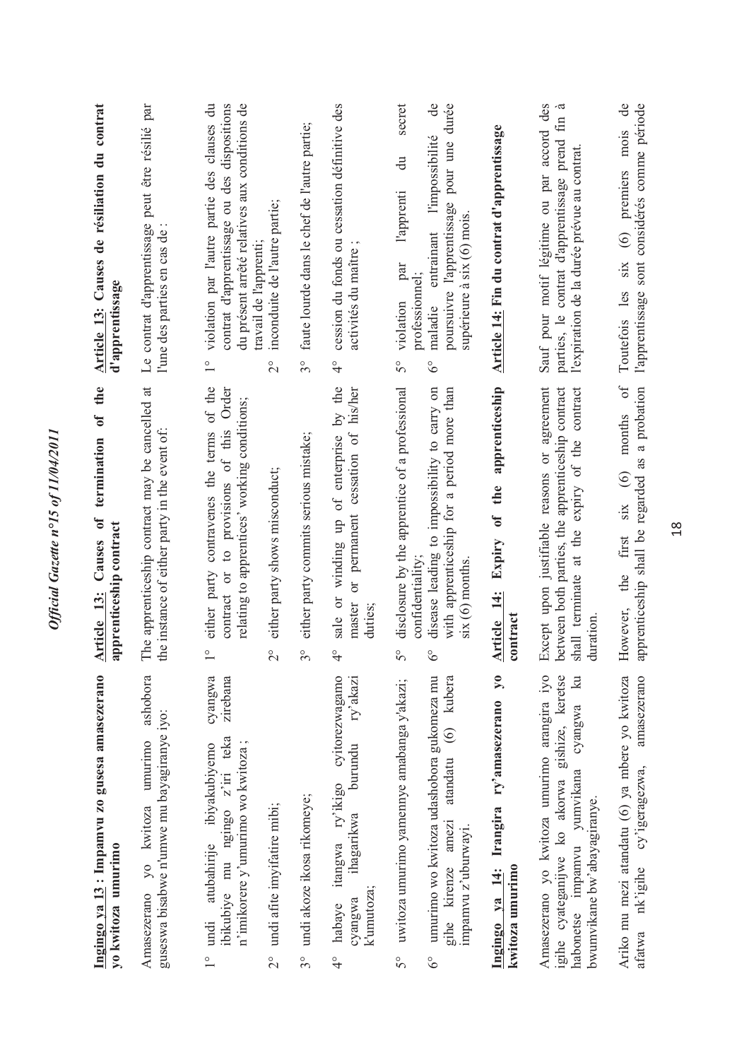**Ingingo ya 13 : Impamvu zo gusesa amasezerano yo kwitoza umurimo**

Amasezerano yo kwitoza umurimo ashobora guseswa bisabwe n'umwe mu bayagiranye iyo:

1° undi atubahirije ibiyakubiyemo cyangwa ibikubiye mu ngingo z'iri teka zirebana n'imikorere y'umurimo wo kwitoza ;

2° undi afite imyifatire mibi;

3° undi akoze ikosa rikomeye;

4° habaye itangwa ry'ikigo cyitorezwagamo cyangwa ihagarikwa burundu ry'akazi k'umutoza;

5° uwitoza umurimo yamennye amabanga y'akazi;

6° umurimo wo kwitoza udashobora gukomeza mu gihe kirenze amezi atandatu (6) kubera impamvu z'uburwayi.

**Ingingo ya 14: Irangira ry'amasezerano yo kwitoza umurimo**

Amasezerano yo kwitoza umurimo arangira iyo igihe cyateganijwe ko akorwa gishize, keretse habonetse impamvu yumvikana cyangwa ku bwumvikane bw'abayagiranye.

Ariko mu mezi atandatu (6) ya mbere yo kwitoza afatwa nk'igihe cy'igeragezwa, amasezerano

**Article 13: Causes of termination of the apprenticeship contract**

The apprenticeship contract may be cancelled at the instance of either party in the event of:

1° either party contravenes the terms of the contract or to provisions of this Order relating to apprentices' working conditions;

2° either party shows misconduct;

3° either party commits serious mistake;

4° sale or winding up of enterprise by the master or permanent cessation of his/her duties;

5° disclosure by the apprentice of a professional confidentiality;

6° disease leading to impossibility to carry on with apprenticeship for a period more than six (6) months.

**Article 14: Expiry of the apprenticeship contract**

Except upon justifiable reasons or agreement between both parties, the apprenticeship contract shall terminate at the expiry of the contract duration.

However, the first six (6) months of apprenticeship shall be regarded as a probation

**Article 13: Causes de résiliation du contrat d'apprentissage**

Le contrat d'apprentissage peut être résilié par l'une des parties en cas de :

1° violation par l'autre partie des clauses du contrat d'apprentissage ou des dispositions du présent arrêté relatives aux conditions de travail de l'apprenti;

2° inconduite de l'autre partie;

3° faute lourde dans le chef de l'autre partie;

4° cession du fonds ou cessation définitive des activités du maître ;

5° violation par l'apprenti du secret professionnel;

6° maladie entraînant l'impossibilité de poursuivre l'apprentissage pour une durée supérieure à six (6) mois.

**Article 14: Fin du contrat d'apprentissage**

Sauf pour motif légitime ou par accord des parties, le contrat d'apprentissage prend fin à l'expiration de la durée prévue au contrat.

Toutefois les six (6) premiers mois de l'apprentissage sont considérés comme période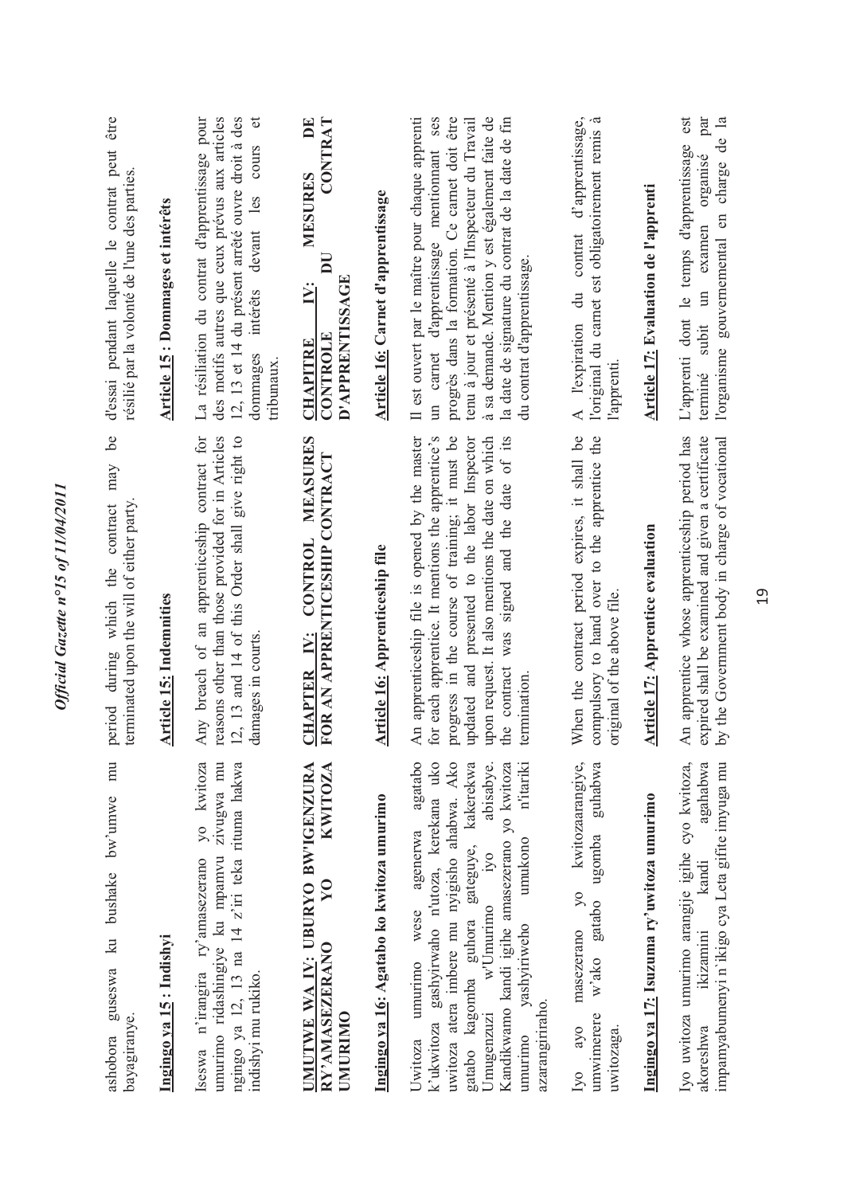ashobora guseswa ku bushake bw'umwe mu bayagiranye.

### Ingingo ya 15 : Indishyi

Iseswa n'irangira ry'amasezerano yo kwitoza umurimo ridashingiye ku mpamvu zivugwa mu ngingo ya 12, 13 na 14 z'iri teka rituma hakwa indishyi mu rukiko.

## UMUTWE WA IV: UBURYO BW'IGENZURA RY'AMASEZERANO YO KWITOZA UMURIMO

### Ingingo ya 16: Agatabo ko kwitoza umurimo

Uwitoza umurimo wese agenerwa agatabo k'ukwitoza gashyirwaho n'utoza, kerekana uko uwitoza atera imbere mu nyigisho ahabwa. Ako gatabo kagomba guhora gateguye, kakerekwa Umugenzuzi w'Umurimo iyo abisabye. Kandikwamo kandi igihe amasezerano yo kwitoza umurimo yashyiriweho umukono n'itariki azarangiriraho.

Iyo ayo masezerano yo kwitozaarangiye, umwimerere w'ako gatabo ugomba guhabwa uwitozaga.

### Ingingo ya 17: Isuzuma ry'uwitoza umurimo

Iyo uwitoza umurimo arangije igihe cyo kwitoza, akoreshwa ikizamini kandi agahabwa impamyabumenyi n'ikigo cya Leta gifite imyuga mu

period during which the contract may be terminated upon the will of either party.

### Article 15: Indemnities

Any breach of an apprenticeship contract for reasons other than those provided for in Articles 12, 13 and 14 of this Order shall give right to damages in courts.

## CHAPTER IV: CONTROL MEASURES FOR AN APPRENTICESHIP CONTRACT

### Article 16: Apprenticeship file

An apprenticeship file is opened by the master for each apprentice. It mentions the apprentice's progress in the course of training; it must be updated and presented to the labor Inspector upon request. It also mentions the date on which the contract was signed and the date of its termination.

When the contract period expires, it shall be compulsory to hand over to the apprentice the original of the above file.

### Article 17: Apprentice evaluation

An apprentice whose apprenticeship period has expired shall be examined and given a certificate by the Government body in charge of vocational

d'essai pendant laquelle le contrat peut être résilié par la volonté de l'une des parties.

### Article 15 : Dommages et intérêts

La résiliation du contrat d'apprentissage pour des motifs autres que ceux prévus aux articles 12, 13 et 14 du présent arrêté ouvre droit à des dommages intérêts devant les cours et tribunaux.

## CHAPITRE IV: MESURES DE CONTROLE DU CONTRAT D'APPRENTISSAGE

### Article 16: Carnet d'apprentissage

Il est ouvert par le maître pour chaque apprenti un carnet d'apprentissage mentionnant ses progrès dans la formation. Ce carnet doit être tenu à jour et présenté à l'Inspecteur du Travail à sa demande. Mention y est également faite de la date de signature du contrat de la date de fin du contrat d'apprentissage.

A l'expiration du contrat d'apprentissage, l'original du carnet est obligatoirement remis à l'apprenti.

### Article 17: Evaluation de l'apprenti

L'apprenti dont le temps d'apprentissage est terminé subit un examen organisé par l'organisme gouvernemental en charge de la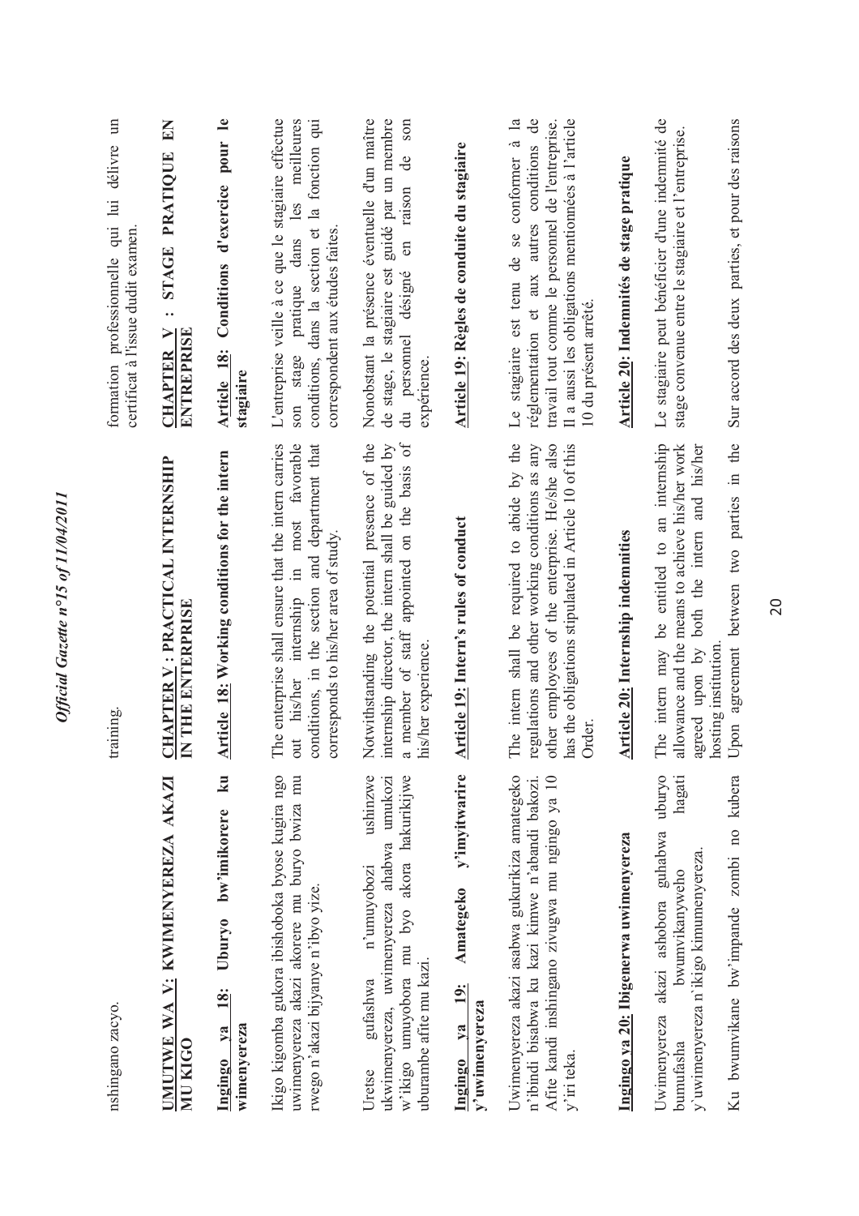nshingano zacyo.

training.

formation professionnelle qui lui délivre un certificat à l'issue dudit examen.

## UMUTWE WA V: KWIMENYEREZA AKAZI MU KIGO

## CHAPTER V : PRACTICAL INTERNSHIP IN THE ENTERPRISE

## CHAPTER V : STAGE PRATIQUE EN ENTREPRISE

**Ingingo ya 18: Uburyo bw'imikorere ku wimenyereza**

Ikigo kigomba gukora ibishoboka byose kugira ngo uwimenyereza akazi akorere mu buryo bwiza mu rwego n'akazi bijyanye n'ibyo yize.

Uretse gufashwa n'umuyobozi ushinzwe ukwimenyereza, uwimenyereza ahabwa umukozi w'ikigo umuyobora mu byo akora hakurikijwe uburambe afite mu kazi.

**Ingingo ya 19: Amategeko y'imyitwarire y'uwimenyereza**

Uwimenyereza akazi asabwa gukurikiza amategeko n'ibindi bisabwa ku kazi kimwe n'abandi bakozi. Afite kandi inshingano zivugwa mu ngingo ya 10 y'iri teka.

**Ingingo ya 20: Ibigenerwa uwimenyereza**

Uwimenyereza akazi ashobora guhabwa uburyo bumufasha bwumvikanyweho hagati y'uwimenyereza n'ikigo kimumenyereza.

Ku bwumvikane bw'impande zombi no kubera

**Article 18: Working conditions for the intern**

The enterprise shall ensure that the intern carries out his/her internship in most favorable conditions, in the section and department that corresponds to his/her area of study.

Notwithstanding the potential presence of the internship director, the intern shall be guided by a member of staff appointed on the basis of his/her experience.

**Article 19: Intern's rules of conduct**

The intern shall be required to abide by the regulations and other working conditions as any other employees of the enterprise. He/she also has the obligations stipulated in Article 10 of this Order.

**Article 20: Internship indemnities**

The intern may be entitled to an internship allowance and the means to achieve his/her work agreed upon by both the intern and his/her hosting institution.

Upon agreement between two parties in the

**Article 18: Conditions d'exercice pour le stagiaire**

L'entreprise veille à ce que le stagiaire effectue son stage pratique dans les meilleures conditions, dans la section et la fonction qui correspondent aux études faites.

Nonobstant la présence éventuelle d'un maître de stage, le stagiaire est guidé par un membre du personnel désigné en raison de son expérience.

**Article 19: Règles de conduite du stagiaire**

Le stagiaire est tenu de se conformer à la réglementation et aux autres conditions de travail tout comme le personnel de l'entreprise. Il a aussi les obligations mentionnées à l'article 10 du présent arrêté.

**Article 20: Indemnités de stage pratique**

Le stagiaire peut bénéficier d'une indemnité de stage convenue entre le stagiaire et l'entreprise.

Sur accord des deux parties, et pour des raisons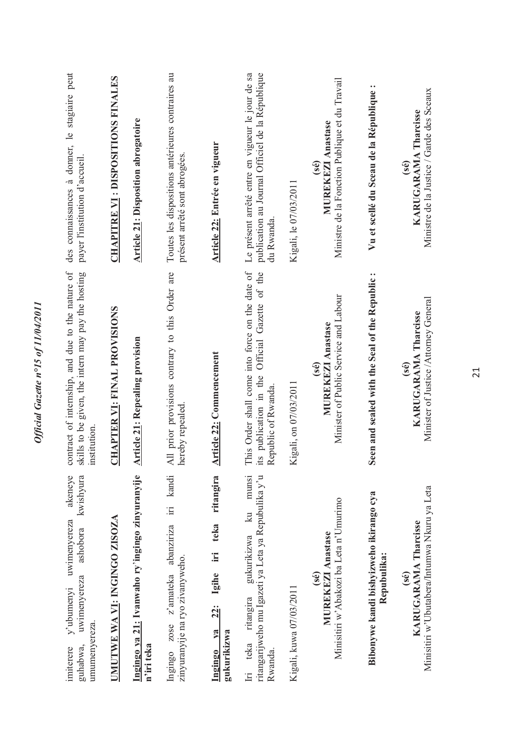imiterere y'ubumenyi uwimenyereza akeneye guhabwa, uwimenyereza ashobora kwishyura umumenyereza.

**UMUTWE WA VI: INGINGO ZISOZA**

**Ingingo ya 21: Ivanwaho ry'ingingo zinyuranyije n'iri teka**

Ingingo zose z'amateka abanziriza iri kandi zinyuranyije na ryo zivanyweho.

**Ingingo ya 22: Igihe iri teka ritangira gukurikizwa**

Iri teka ritangira gukurikizwa ku munsi ritangarijweho mu Igazeti ya Leta ya Repubulika y'u Rwanda.

Kigali, kuwa 07/03/2011

**(sé)**
**MUREKEZI Anastase**
Minisitiri w'Abakozi ba Leta n'Umurimo

**Bibonywe kandi bishyizweho ikirango cya Repubulika:**

**(sé)**
**KARUGARAMA Tharcisse**
Minisitiri w'Ubutabera/Intumwa Nkuru ya Leta

contract of internship, and due to the nature of skills to be given, the intern may pay the hosting institution.

**CHAPTER VI: FINAL PROVISIONS**

**Article 21: Repealing provision**

All prior provisions contrary to this Order are hereby repealed.

**Article 22: Commencement**

This Order shall come into force on the date of its publication in the Official Gazette of the Republic of Rwanda.

Kigali, on 07/03/2011

**(sé)**
**MUREKEZI Anastase**
Minister of Public Service and Labour

**Seen and sealed with the Seal of the Republic :**

**(sé)**
**KARUGARAMA Tharcisse**
Minister of Justice /Attorney General

des connaissances à donner, le stagiaire peut payer l'institution d'accueil.

**CHAPITRE VI : DISPOSITIONS FINALES**

**Article 21: Disposition abrogatoire**

Toutes les dispositions antérieures contraires au présent arrêté sont abrogées.

**Article 22: Entrée en vigueur**

Le présent arrêté entre en vigueur le jour de sa publication au Journal Officiel de la République du Rwanda.

Kigali, le 07/03/2011

**(sé)**
**MUREKEZI Anastase**
Ministre de la Fonction Publique et du Travail

**Vu et scellé du Sceau de la République :**

**(sé)**
**KARUGARAMA Tharcisse**
Ministre de la Justice / Garde des Sceaux